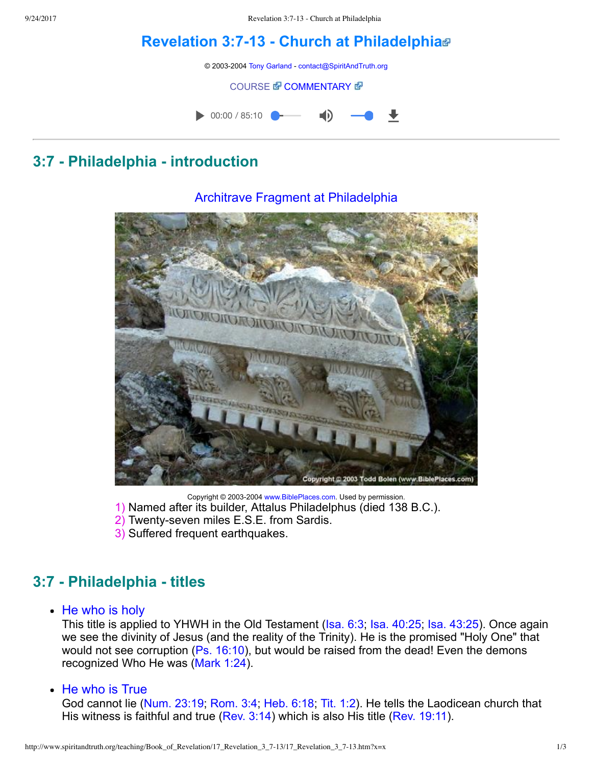# Revelation 3:7-13 - Church at Philadelphia

© 2003-2004 Tony Garland - contact@SpiritAndTruth.org

COURSE COMMENTARY

00:00 / 85:10

## 3:7 - Philadelphia - introduction

Architrave Fragment at Philadelphia

Copyright © 2003-2004 www.BiblePlaces.com. Used by permission.

1) Named after its builder, Attalus Philadelphus (died 138 B.C.).
2) Twenty-seven miles E.S.E. from Sardis.
3) Suffered frequent earthquakes.

## 3:7 - Philadelphia - titles

- He who is holy
  This title is applied to YHWH in the Old Testament (Isa. 6:3; Isa. 40:25; Isa. 43:25). Once again we see the divinity of Jesus (and the reality of the Trinity). He is the promised "Holy One" that would not see corruption (Ps. 16:10), but would be raised from the dead! Even the demons recognized Who He was (Mark 1:24).

- He who is True
  God cannot lie (Num. 23:19; Rom. 3:4; Heb. 6:18; Tit. 1:2). He tells the Laodicean church that His witness is faithful and true (Rev. 3:14) which is also His title (Rev. 19:11).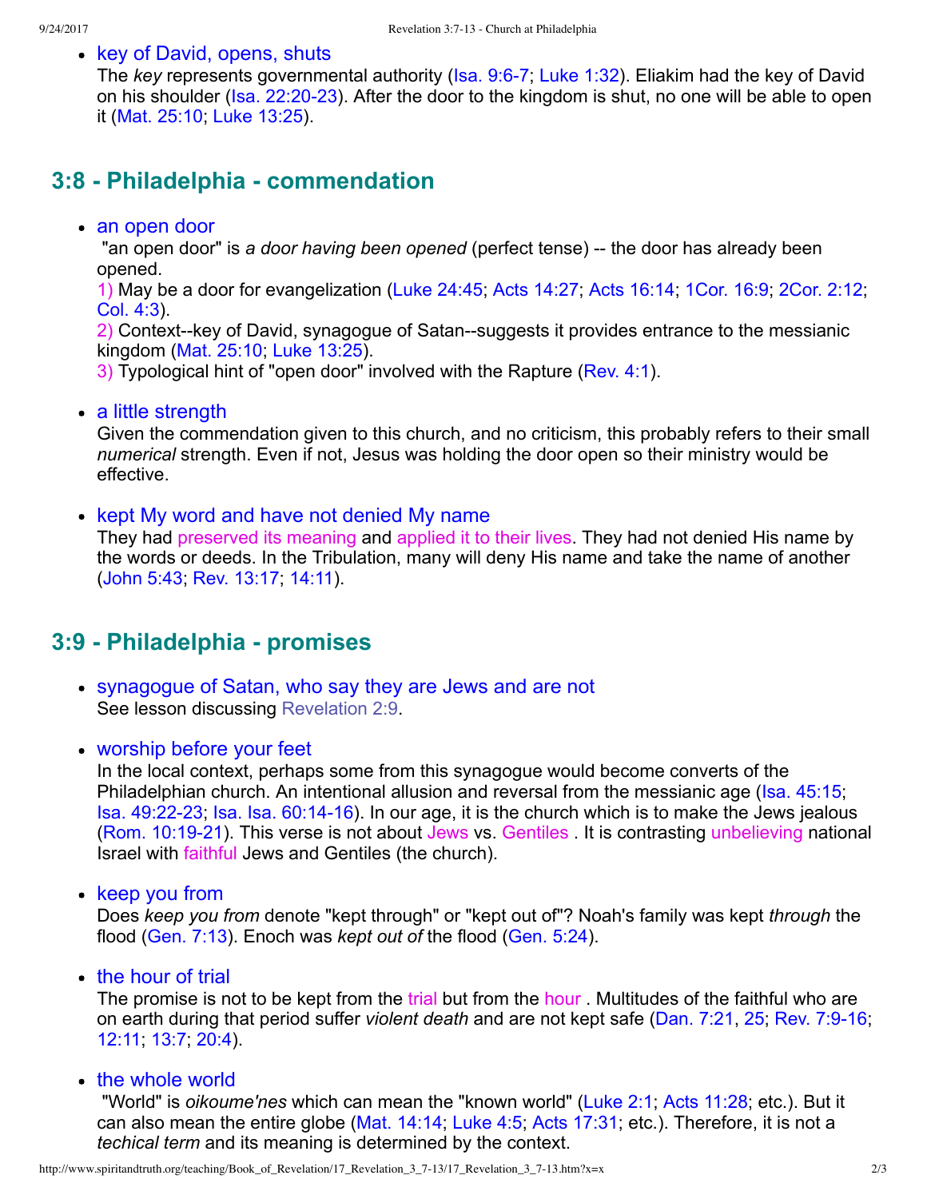- key of David, opens, shuts

  The *key* represents governmental authority (Isa. 9:6-7; Luke 1:32). Eliakim had the key of David on his shoulder (Isa. 22:20-23). After the door to the kingdom is shut, no one will be able to open it (Mat. 25:10; Luke 13:25).

## 3:8 - Philadelphia - commendation

- an open door

  "an open door" is *a door having been opened* (perfect tense) -- the door has already been opened.

  1) May be a door for evangelization (Luke 24:45; Acts 14:27; Acts 16:14; 1Cor. 16:9; 2Cor. 2:12; Col. 4:3).

  2) Context--key of David, synagogue of Satan--suggests it provides entrance to the messianic kingdom (Mat. 25:10; Luke 13:25).

  3) Typological hint of "open door" involved with the Rapture (Rev. 4:1).

- a little strength

  Given the commendation given to this church, and no criticism, this probably refers to their small *numerical* strength. Even if not, Jesus was holding the door open so their ministry would be effective.

- kept My word and have not denied My name

  They had preserved its meaning and applied it to their lives. They had not denied His name by the words or deeds. In the Tribulation, many will deny His name and take the name of another (John 5:43; Rev. 13:17; 14:11).

## 3:9 - Philadelphia - promises

- synagogue of Satan, who say they are Jews and are not

  See lesson discussing Revelation 2:9.

- worship before your feet

  In the local context, perhaps some from this synagogue would become converts of the Philadelphian church. An intentional allusion and reversal from the messianic age (Isa. 45:15; Isa. 49:22-23; Isa. Isa. 60:14-16). In our age, it is the church which is to make the Jews jealous (Rom. 10:19-21). This verse is not about Jews vs. Gentiles . It is contrasting unbelieving national Israel with faithful Jews and Gentiles (the church).

- keep you from

  Does *keep you from* denote "kept through" or "kept out of"? Noah's family was kept *through* the flood (Gen. 7:13). Enoch was *kept out of* the flood (Gen. 5:24).

- the hour of trial

  The promise is not to be kept from the trial but from the hour . Multitudes of the faithful who are on earth during that period suffer *violent death* and are not kept safe (Dan. 7:21, 25; Rev. 7:9-16; 12:11; 13:7; 20:4).

- the whole world

  "World" is *oikoume'nes* which can mean the "known world" (Luke 2:1; Acts 11:28; etc.). But it can also mean the entire globe (Mat. 14:14; Luke 4:5; Acts 17:31; etc.). Therefore, it is not a *techical term* and its meaning is determined by the context.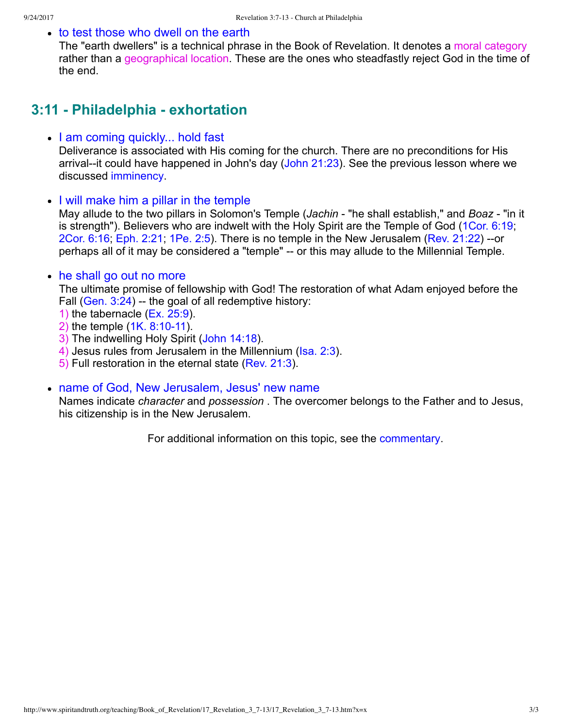- to test those who dwell on the earth
  The "earth dwellers" is a technical phrase in the Book of Revelation. It denotes a moral category rather than a geographical location. These are the ones who steadfastly reject God in the time of the end.

## 3:11 - Philadelphia - exhortation

- I am coming quickly... hold fast
  Deliverance is associated with His coming for the church. There are no preconditions for His arrival--it could have happened in John's day (John 21:23). See the previous lesson where we discussed imminency.

- I will make him a pillar in the temple
  May allude to the two pillars in Solomon's Temple (*Jachin* - "he shall establish," and *Boaz* - "in it is strength"). Believers who are indwelt with the Holy Spirit are the Temple of God (1Cor. 6:19; 2Cor. 6:16; Eph. 2:21; 1Pe. 2:5). There is no temple in the New Jerusalem (Rev. 21:22) --or perhaps all of it may be considered a "temple" -- or this may allude to the Millennial Temple.

- he shall go out no more
  The ultimate promise of fellowship with God! The restoration of what Adam enjoyed before the Fall (Gen. 3:24) -- the goal of all redemptive history:
  1) the tabernacle (Ex. 25:9).
  2) the temple (1K. 8:10-11).
  3) The indwelling Holy Spirit (John 14:18).
  4) Jesus rules from Jerusalem in the Millennium (Isa. 2:3).
  5) Full restoration in the eternal state (Rev. 21:3).

- name of God, New Jerusalem, Jesus' new name
  Names indicate *character* and *possession* . The overcomer belongs to the Father and to Jesus, his citizenship is in the New Jerusalem.

For additional information on this topic, see the commentary.